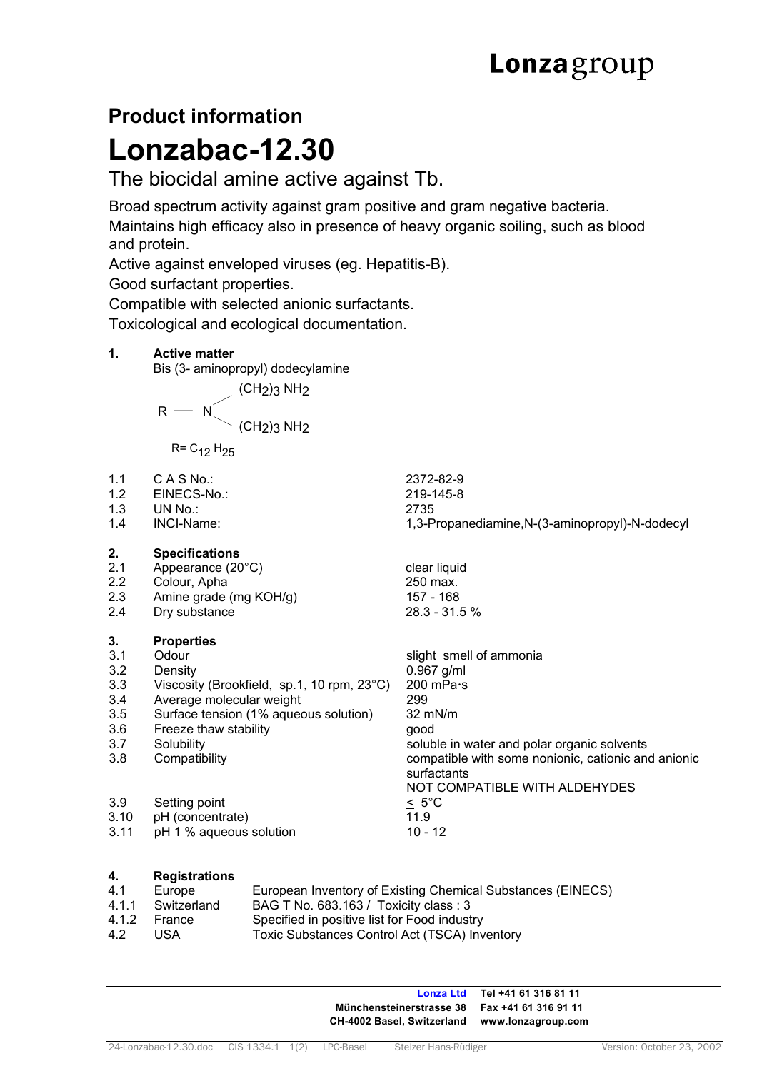**Lonza**group

## Product information

# Lonzabac-12.30

### The biocidal amine active against Tb.

Broad spectrum activity against gram positive and gram negative bacteria.
Maintains high efficacy also in presence of heavy organic soiling, such as blood and protein.
Active against enveloped viruses (eg. Hepatitis-B).
Good surfactant properties.
Compatible with selected anionic surfactants.
Toxicological and ecological documentation.

**1. Active matter**

Bis (3- aminopropyl) dodecylamine

$$R - N \begin{matrix} (CH_2)_3\,NH_2 \\ (CH_2)_3\,NH_2 \end{matrix}$$

$R = C_{12}H_{25}$

| | | |
|---|---|---|
| 1.1 | C A S No.: | 2372-82-9 |
| 1.2 | EINECS-No.: | 219-145-8 |
| 1.3 | UN No.: | 2735 |
| 1.4 | INCI-Name: | 1,3-Propanediamine,N-(3-aminopropyl)-N-dodecyl |

**2. Specifications**

| | | |
|---|---|---|
| 2.1 | Appearance (20°C) | clear liquid |
| 2.2 | Colour, Apha | 250 max. |
| 2.3 | Amine grade (mg KOH/g) | 157 - 168 |
| 2.4 | Dry substance | 28.3 - 31.5 % |

**3. Properties**

| | | |
|---|---|---|
| 3.1 | Odour | slight smell of ammonia |
| 3.2 | Density | 0.967 g/ml |
| 3.3 | Viscosity (Brookfield, sp.1, 10 rpm, 23°C) | 200 mPa·s |
| 3.4 | Average molecular weight | 299 |
| 3.5 | Surface tension (1% aqueous solution) | 32 mN/m |
| 3.6 | Freeze thaw stability | good |
| 3.7 | Solubility | soluble in water and polar organic solvents |
| 3.8 | Compatibility | compatible with some nonionic, cationic and anionic surfactants NOT COMPATIBLE WITH ALDEHYDES |
| 3.9 | Setting point | ≤ 5°C |
| 3.10 | pH (concentrate) | 11.9 |
| 3.11 | pH 1 % aqueous solution | 10 - 12 |

**4. Registrations**

| | | |
|---|---|---|
| 4.1 | Europe | European Inventory of Existing Chemical Substances (EINECS) |
| 4.1.1 | Switzerland | BAG T No. 683.163 / Toxicity class : 3 |
| 4.1.2 | France | Specified in positive list for Food industry |
| 4.2 | USA | Toxic Substances Control Act (TSCA) Inventory |

**Lonza Ltd**
Münchensteinerstrasse 38
CH-4002 Basel, Switzerland
Tel +41 61 316 81 11
Fax +41 61 316 91 11
www.lonzagroup.com

24-Lonzabac-12.30.doc CIS 1334.1 1(2) LPC-Basel Stelzer Hans-Rüdiger Version: October 23, 2002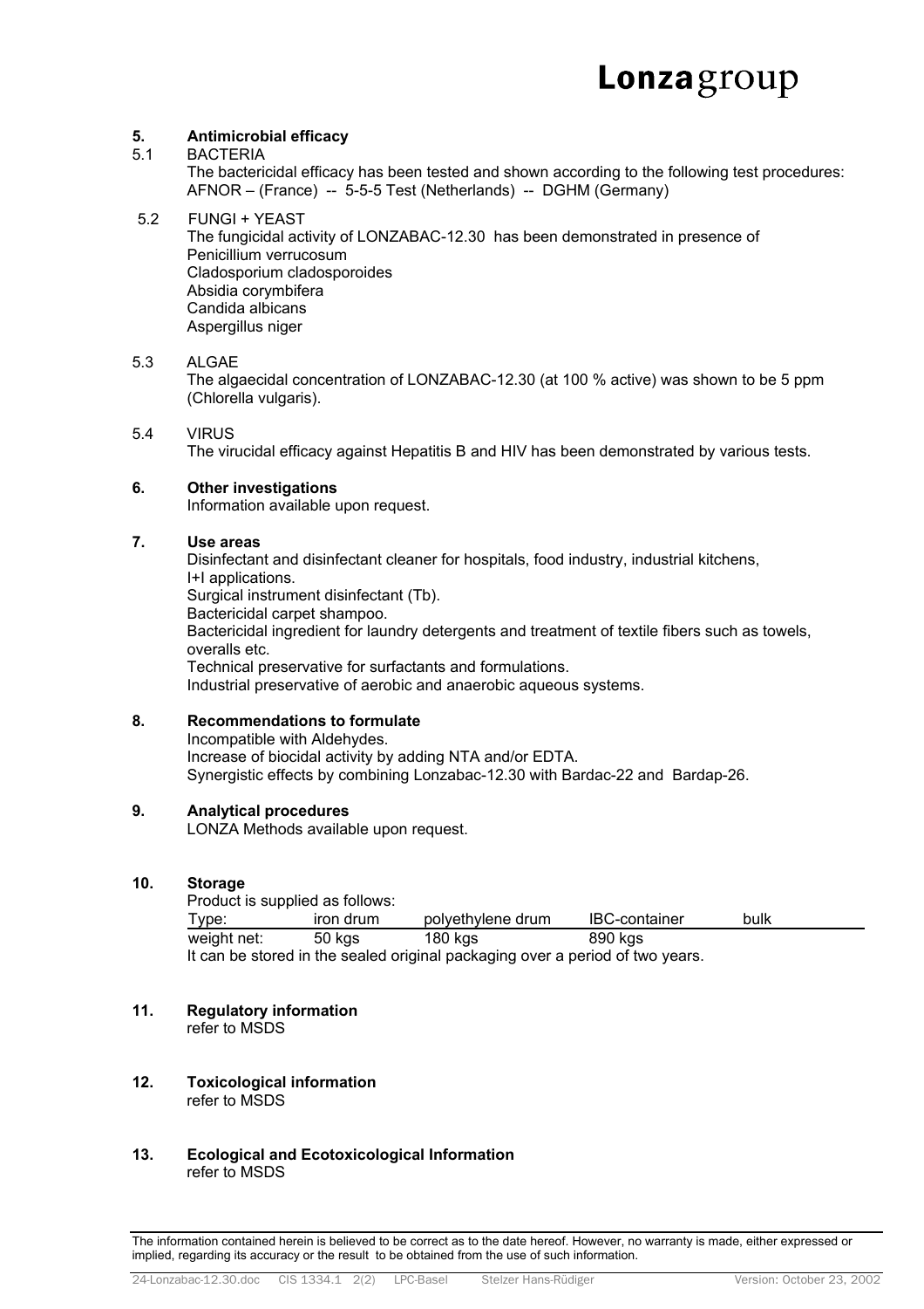## 5. Antimicrobial efficacy

5.1 BACTERIA

The bactericidal efficacy has been tested and shown according to the following test procedures: AFNOR – (France) -- 5-5-5 Test (Netherlands) -- DGHM (Germany)

5.2 FUNGI + YEAST

The fungicidal activity of LONZABAC-12.30 has been demonstrated in presence of
Penicillium verrucosum
Cladosporium cladosporoides
Absidia corymbifera
Candida albicans
Aspergillus niger

5.3 ALGAE

The algaecidal concentration of LONZABAC-12.30 (at 100 % active) was shown to be 5 ppm (Chlorella vulgaris).

5.4 VIRUS

The virucidal efficacy against Hepatitis B and HIV has been demonstrated by various tests.

## 6. Other investigations

Information available upon request.

## 7. Use areas

Disinfectant and disinfectant cleaner for hospitals, food industry, industrial kitchens, I+I applications.
Surgical instrument disinfectant (Tb).
Bactericidal carpet shampoo.
Bactericidal ingredient for laundry detergents and treatment of textile fibers such as towels, overalls etc.
Technical preservative for surfactants and formulations.
Industrial preservative of aerobic and anaerobic aqueous systems.

## 8. Recommendations to formulate

Incompatible with Aldehydes.
Increase of biocidal activity by adding NTA and/or EDTA.
Synergistic effects by combining Lonzabac-12.30 with Bardac-22 and Bardap-26.

## 9. Analytical procedures

LONZA Methods available upon request.

## 10. Storage

Product is supplied as follows:

| Type: | iron drum | polyethylene drum | IBC-container | bulk |
|---|---|---|---|---|
| weight net: | 50 kgs | 180 kgs | 890 kgs | |

It can be stored in the sealed original packaging over a period of two years.

## 11. Regulatory information

refer to MSDS

## 12. Toxicological information

refer to MSDS

## 13. Ecological and Ecotoxicological Information

refer to MSDS

The information contained herein is believed to be correct as to the date hereof. However, no warranty is made, either expressed or implied, regarding its accuracy or the result to be obtained from the use of such information.